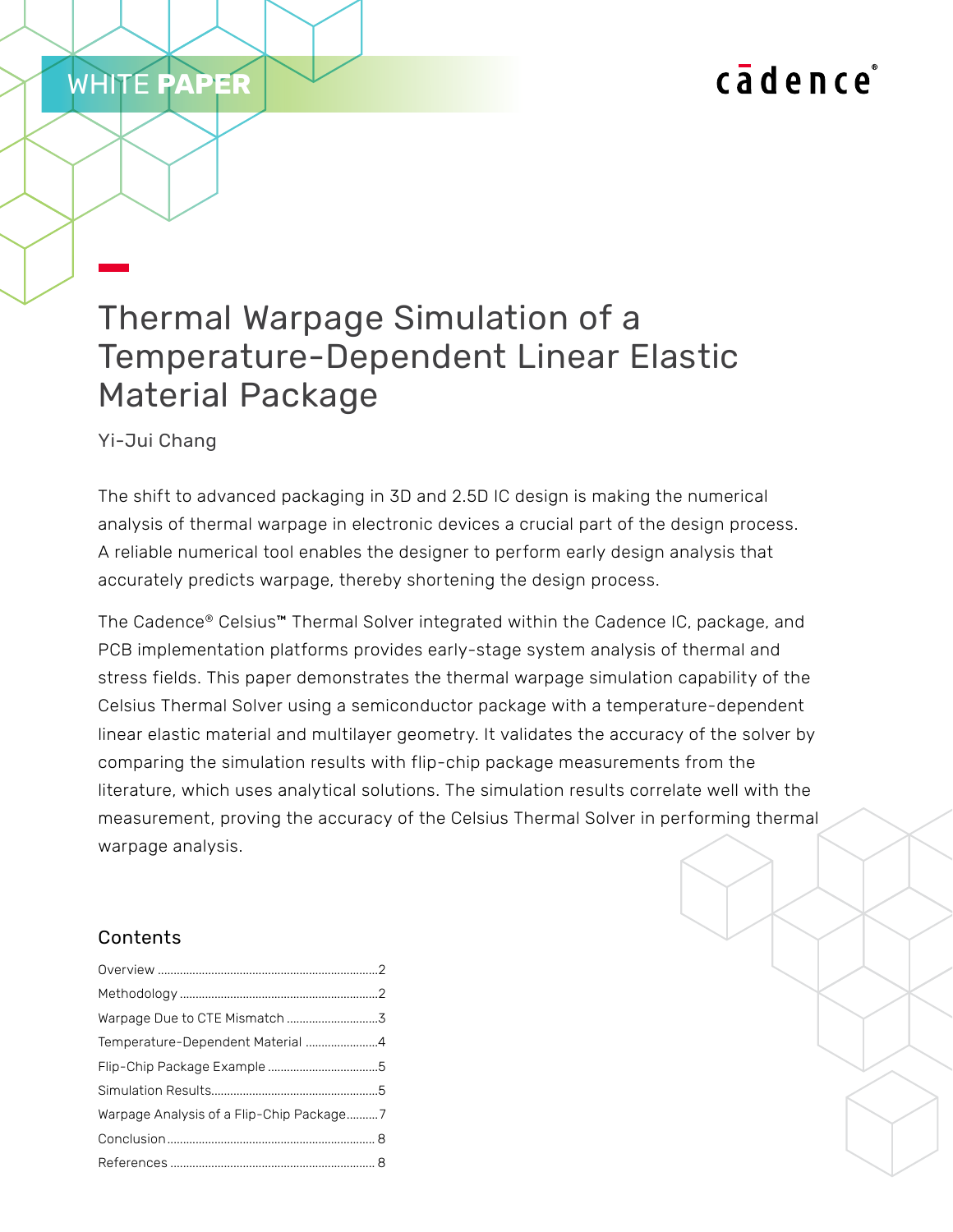WHITE PAPER

# Thermal Warpage Simulation of a Temperature-Dependent Linear Elastic Material Package

Yi-Jui Chang

The shift to advanced packaging in 3D and 2.5D IC design is making the numerical analysis of thermal warpage in electronic devices a crucial part of the design process. A reliable numerical tool enables the designer to perform early design analysis that accurately predicts warpage, thereby shortening the design process.

The Cadence® Celsius™ Thermal Solver integrated within the Cadence IC, package, and PCB implementation platforms provides early-stage system analysis of thermal and stress fields. This paper demonstrates the thermal warpage simulation capability of the Celsius Thermal Solver using a semiconductor package with a temperature-dependent linear elastic material and multilayer geometry. It validates the accuracy of the solver by comparing the simulation results with flip-chip package measurements from the literature, which uses analytical solutions. The simulation results correlate well with the measurement, proving the accuracy of the Celsius Thermal Solver in performing thermal warpage analysis.

## Contents

Overview ........................................................................2
Methodology ..................................................................2
Warpage Due to CTE Mismatch ...............................3
Temperature-Dependent Material .........................4
Flip-Chip Package Example .....................................5
Simulation Results......................................................5
Warpage Analysis of a Flip-Chip Package..........7
Conclusion .................................................................. 8
References .................................................................. 8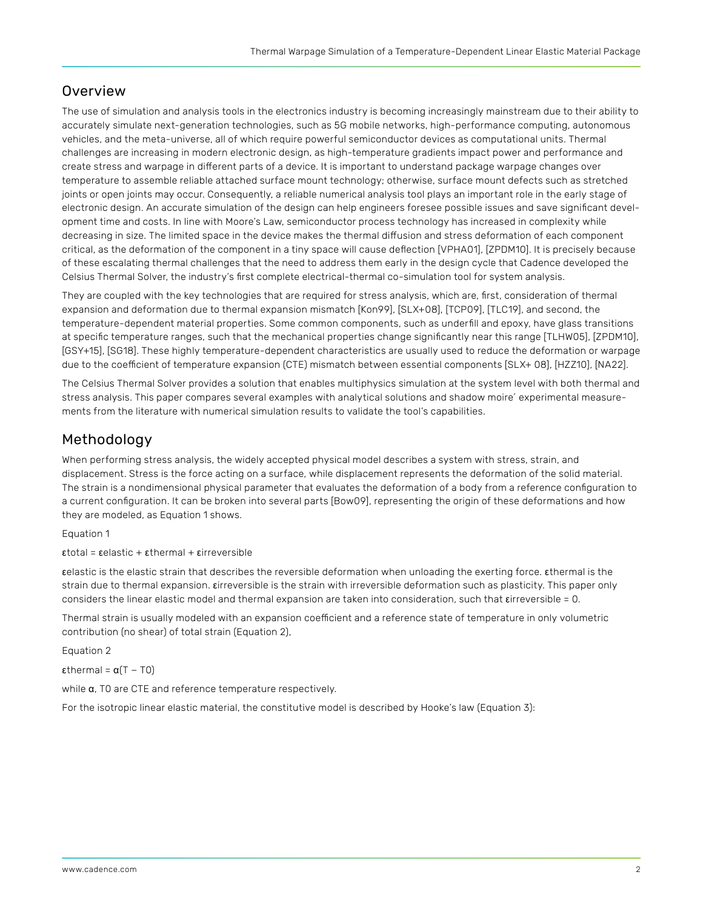## Overview

The use of simulation and analysis tools in the electronics industry is becoming increasingly mainstream due to their ability to accurately simulate next-generation technologies, such as 5G mobile networks, high-performance computing, autonomous vehicles, and the meta-universe, all of which require powerful semiconductor devices as computational units. Thermal challenges are increasing in modern electronic design, as high-temperature gradients impact power and performance and create stress and warpage in different parts of a device. It is important to understand package warpage changes over temperature to assemble reliable attached surface mount technology; otherwise, surface mount defects such as stretched joints or open joints may occur. Consequently, a reliable numerical analysis tool plays an important role in the early stage of electronic design. An accurate simulation of the design can help engineers foresee possible issues and save significant development time and costs. In line with Moore's Law, semiconductor process technology has increased in complexity while decreasing in size. The limited space in the device makes the thermal diffusion and stress deformation of each component critical, as the deformation of the component in a tiny space will cause deflection [VPHA01], [ZPDM10]. It is precisely because of these escalating thermal challenges that the need to address them early in the design cycle that Cadence developed the Celsius Thermal Solver, the industry's first complete electrical-thermal co-simulation tool for system analysis.

They are coupled with the key technologies that are required for stress analysis, which are, first, consideration of thermal expansion and deformation due to thermal expansion mismatch [Kon99], [SLX+08], [TCP09], [TLC19], and second, the temperature-dependent material properties. Some common components, such as underfill and epoxy, have glass transitions at specific temperature ranges, such that the mechanical properties change significantly near this range [TLHW05], [ZPDM10], [GSY+15], [SG18]. These highly temperature-dependent characteristics are usually used to reduce the deformation or warpage due to the coefficient of temperature expansion (CTE) mismatch between essential components [SLX+ 08], [HZZ10], [NA22].

The Celsius Thermal Solver provides a solution that enables multiphysics simulation at the system level with both thermal and stress analysis. This paper compares several examples with analytical solutions and shadow moire´ experimental measurements from the literature with numerical simulation results to validate the tool's capabilities.

## Methodology

When performing stress analysis, the widely accepted physical model describes a system with stress, strain, and displacement. Stress is the force acting on a surface, while displacement represents the deformation of the solid material. The strain is a nondimensional physical parameter that evaluates the deformation of a body from a reference configuration to a current configuration. It can be broken into several parts [Bow09], representing the origin of these deformations and how they are modeled, as Equation 1 shows.

Equation 1

$$\varepsilon_{total} = \varepsilon_{elastic} + \varepsilon_{thermal} + \varepsilon_{irreversible}$$

$\varepsilon_{elastic}$ is the elastic strain that describes the reversible deformation when unloading the exerting force. $\varepsilon_{thermal}$ is the strain due to thermal expansion. $\varepsilon_{irreversible}$ is the strain with irreversible deformation such as plasticity. This paper only considers the linear elastic model and thermal expansion are taken into consideration, such that $\varepsilon_{irreversible} = 0$.

Thermal strain is usually modeled with an expansion coefficient and a reference state of temperature in only volumetric contribution (no shear) of total strain (Equation 2),

Equation 2

$$\varepsilon_{thermal} = \alpha(T - T_0)$$

while $\alpha$, $T_0$ are CTE and reference temperature respectively.

For the isotropic linear elastic material, the constitutive model is described by Hooke's law (Equation 3):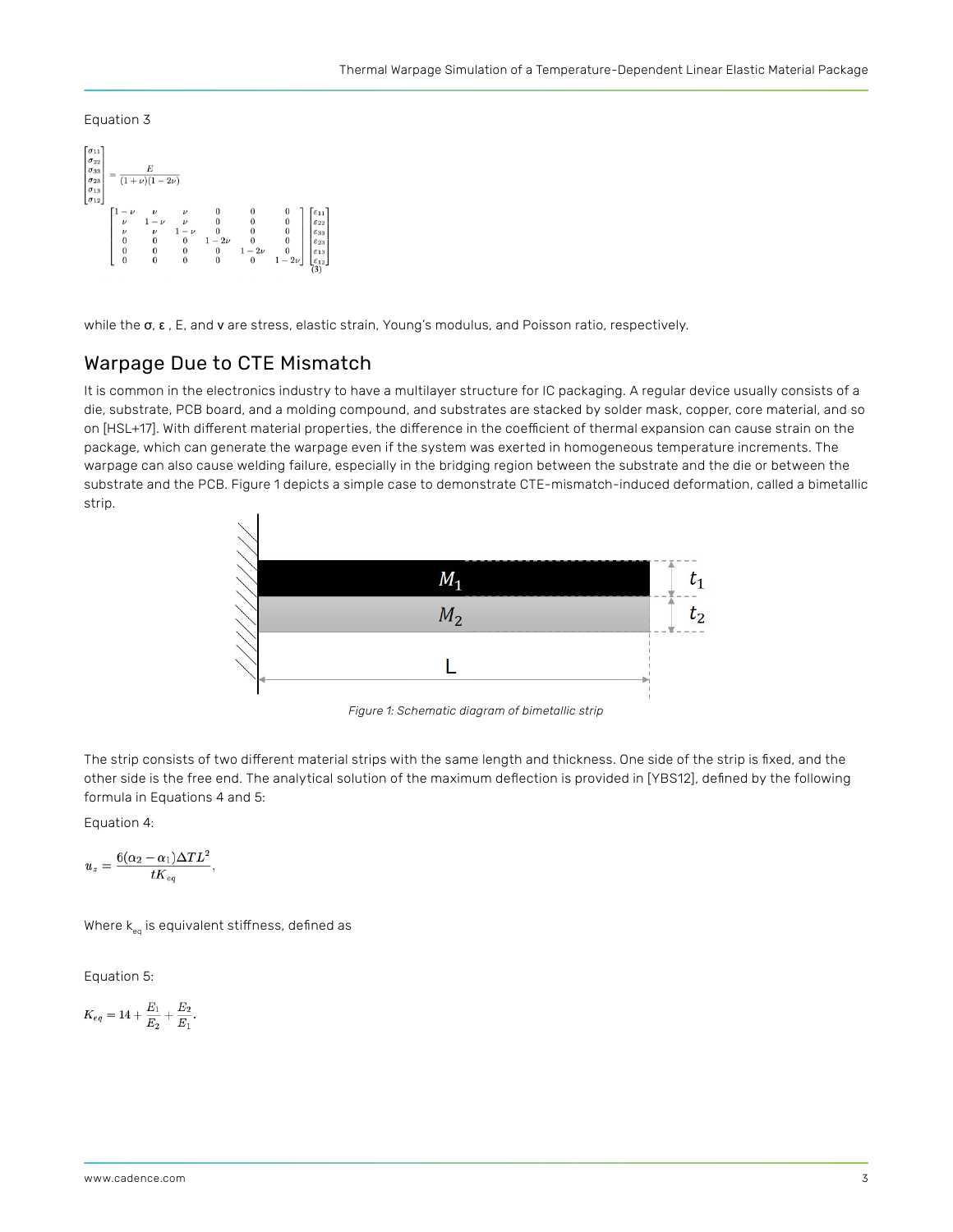Equation 3

$$
\begin{bmatrix} \sigma_{11} \\ \sigma_{22} \\ \sigma_{33} \\ \sigma_{23} \\ \sigma_{13} \\ \sigma_{12} \end{bmatrix} = \frac{E}{(1+\nu)(1-2\nu)} \begin{bmatrix} 1-\nu & \nu & \nu & 0 & 0 & 0 \\ \nu & 1-\nu & \nu & 0 & 0 & 0 \\ \nu & \nu & 1-\nu & 0 & 0 & 0 \\ 0 & 0 & 0 & 1-2\nu & 0 & 0 \\ 0 & 0 & 0 & 0 & 1-2\nu & 0 \\ 0 & 0 & 0 & 0 & 0 & 1-2\nu \end{bmatrix} \begin{bmatrix} \varepsilon_{11} \\ \varepsilon_{22} \\ \varepsilon_{33} \\ \varepsilon_{23} \\ \varepsilon_{13} \\ \varepsilon_{12} \end{bmatrix} \tag{3}
$$

while the $\sigma$, $\varepsilon$ , E, and $\nu$ are stress, elastic strain, Young's modulus, and Poisson ratio, respectively.

## Warpage Due to CTE Mismatch

It is common in the electronics industry to have a multilayer structure for IC packaging. A regular device usually consists of a die, substrate, PCB board, and a molding compound, and substrates are stacked by solder mask, copper, core material, and so on [HSL+17]. With different material properties, the difference in the coefficient of thermal expansion can cause strain on the package, which can generate the warpage even if the system was exerted in homogeneous temperature increments. The warpage can also cause welding failure, especially in the bridging region between the substrate and the die or between the substrate and the PCB. Figure 1 depicts a simple case to demonstrate CTE-mismatch-induced deformation, called a bimetallic strip.

*Figure 1: Schematic diagram of bimetallic strip*

The strip consists of two different material strips with the same length and thickness. One side of the strip is fixed, and the other side is the free end. The analytical solution of the maximum deflection is provided in [YBS12], defined by the following formula in Equations 4 and 5:

Equation 4:

$$
u_z = \frac{6(\alpha_2 - \alpha_1)\Delta T L^2}{t K_{eq}},
$$

Where $k_{eq}$ is equivalent stiffness, defined as

Equation 5:

$$
K_{eq} = 14 + \frac{E_1}{E_2} + \frac{E_2}{E_1}.
$$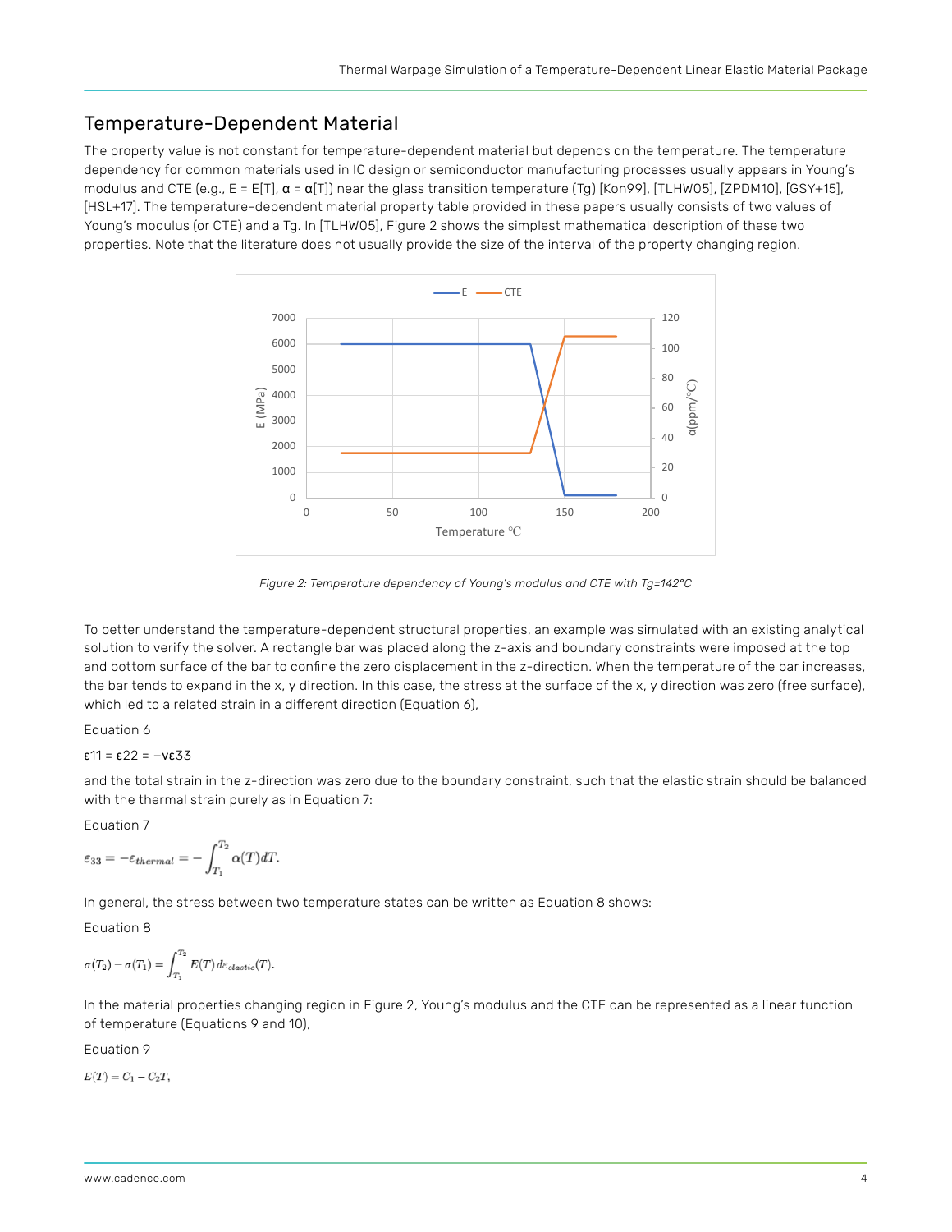## Temperature-Dependent Material

The property value is not constant for temperature-dependent material but depends on the temperature. The temperature dependency for common materials used in IC design or semiconductor manufacturing processes usually appears in Young's modulus and CTE (e.g., E = E[T], α = α[T]) near the glass transition temperature (Tg) [Kon99], [TLHW05], [ZPDM10], [GSY+15], [HSL+17]. The temperature-dependent material property table provided in these papers usually consists of two values of Young's modulus (or CTE) and a Tg. In [TLHW05], Figure 2 shows the simplest mathematical description of these two properties. Note that the literature does not usually provide the size of the interval of the property changing region.

*Figure 2: Temperature dependency of Young's modulus and CTE with Tg=142°C*

To better understand the temperature-dependent structural properties, an example was simulated with an existing analytical solution to verify the solver. A rectangle bar was placed along the z-axis and boundary constraints were imposed at the top and bottom surface of the bar to confine the zero displacement in the z-direction. When the temperature of the bar increases, the bar tends to expand in the x, y direction. In this case, the stress at the surface of the x, y direction was zero (free surface), which led to a related strain in a different direction (Equation 6),

Equation 6

$$\varepsilon_{11} = \varepsilon_{22} = -\nu\varepsilon_{33}$$

and the total strain in the z-direction was zero due to the boundary constraint, such that the elastic strain should be balanced with the thermal strain purely as in Equation 7:

Equation 7

$$\varepsilon_{33} = -\varepsilon_{thermal} = -\int_{T_1}^{T_2} \alpha(T)dT.$$

In general, the stress between two temperature states can be written as Equation 8 shows:

Equation 8

$$\sigma(T_2) - \sigma(T_1) = \int_{T_1}^{T_2} E(T)\, d\varepsilon_{elastic}(T).$$

In the material properties changing region in Figure 2, Young's modulus and the CTE can be represented as a linear function of temperature (Equations 9 and 10),

Equation 9

$$E(T) = C_1 - C_2 T,$$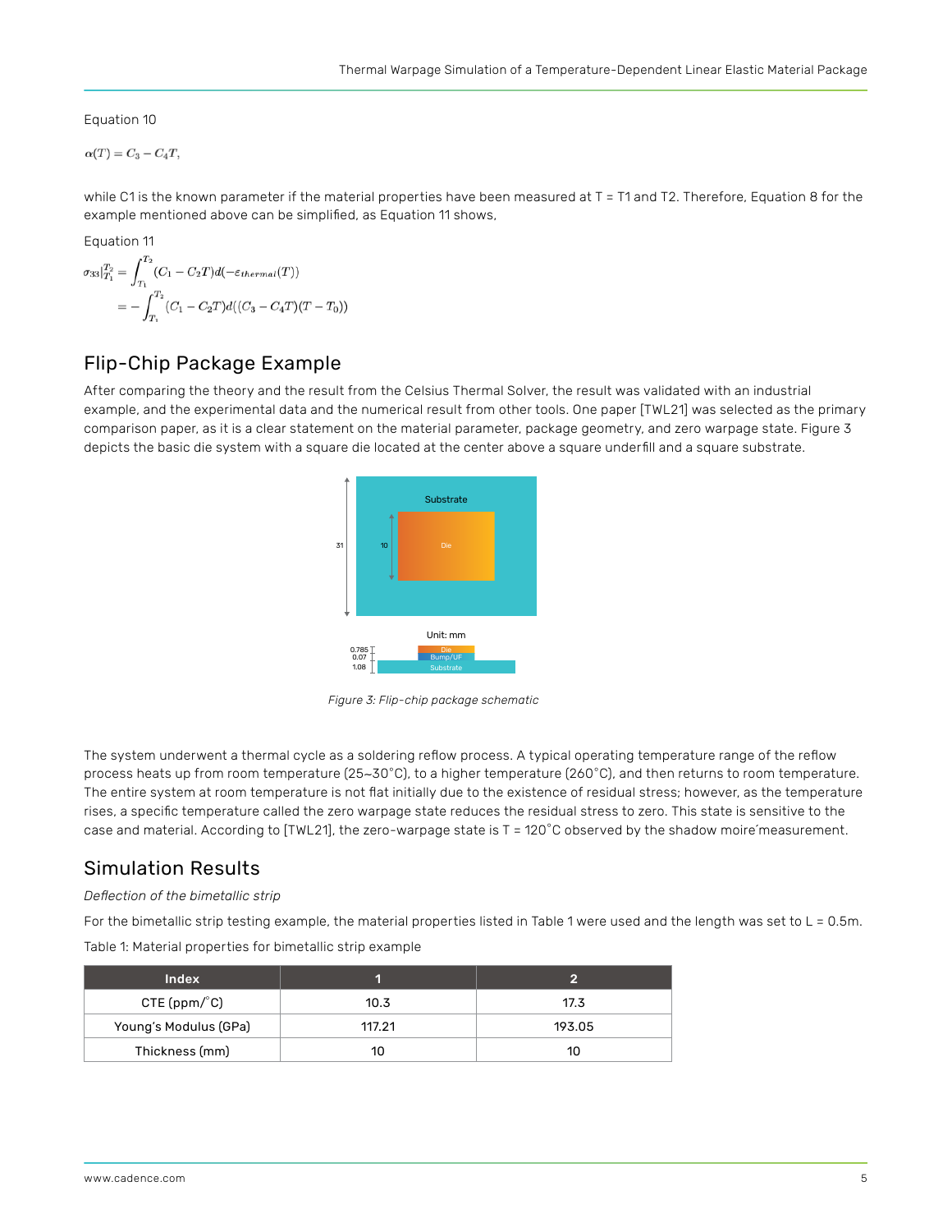Equation 10

$$\alpha(T) = C_3 - C_4 T,$$

while C1 is the known parameter if the material properties have been measured at T = T1 and T2. Therefore, Equation 8 for the example mentioned above can be simplified, as Equation 11 shows,

Equation 11

$$\sigma_{33}|_{T_1}^{T_2} = \int_{T_1}^{T_2} (C_1 - C_2 T) d(-\varepsilon_{thermal}(T))$$
$$= -\int_{T_1}^{T_2} (C_1 - C_2 T) d((C_3 - C_4 T)(T - T_0))$$

## Flip-Chip Package Example

After comparing the theory and the result from the Celsius Thermal Solver, the result was validated with an industrial example, and the experimental data and the numerical result from other tools. One paper [TWL21] was selected as the primary comparison paper, as it is a clear statement on the material parameter, package geometry, and zero warpage state. Figure 3 depicts the basic die system with a square die located at the center above a square underfill and a square substrate.

Figure 3: Flip-chip package schematic

The system underwent a thermal cycle as a soldering reflow process. A typical operating temperature range of the reflow process heats up from room temperature (25~30°C), to a higher temperature (260°C), and then returns to room temperature. The entire system at room temperature is not flat initially due to the existence of residual stress; however, as the temperature rises, a specific temperature called the zero warpage state reduces the residual stress to zero. This state is sensitive to the case and material. According to [TWL21], the zero-warpage state is T = 120°C observed by the shadow moire´measurement.

## Simulation Results

*Deflection of the bimetallic strip*

For the bimetallic strip testing example, the material properties listed in Table 1 were used and the length was set to L = 0.5m.

Table 1: Material properties for bimetallic strip example

| Index | 1 | 2 |
|---|---|---|
| CTE (ppm/°C) | 10.3 | 17.3 |
| Young's Modulus (GPa) | 117.21 | 193.05 |
| Thickness (mm) | 10 | 10 |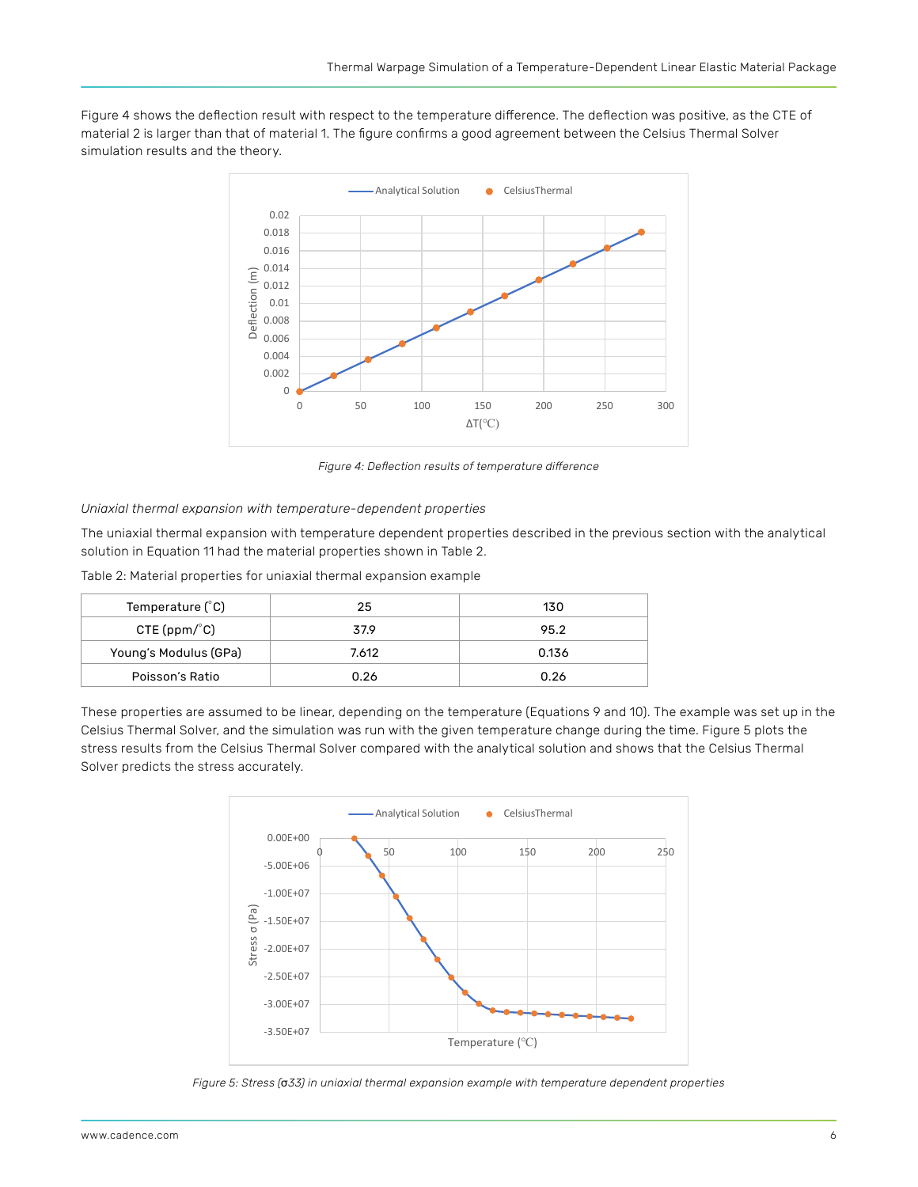Figure 4 shows the deflection result with respect to the temperature difference. The deflection was positive, as the CTE of material 2 is larger than that of material 1. The figure confirms a good agreement between the Celsius Thermal Solver simulation results and the theory.

*Figure 4: Deflection results of temperature difference*

*Uniaxial thermal expansion with temperature-dependent properties*

The uniaxial thermal expansion with temperature dependent properties described in the previous section with the analytical solution in Equation 11 had the material properties shown in Table 2.

Table 2: Material properties for uniaxial thermal expansion example

| Temperature (˚C) | 25 | 130 |
|---|---|---|
| CTE (ppm/˚C) | 37.9 | 95.2 |
| Young's Modulus (GPa) | 7.612 | 0.136 |
| Poisson's Ratio | 0.26 | 0.26 |

These properties are assumed to be linear, depending on the temperature (Equations 9 and 10). The example was set up in the Celsius Thermal Solver, and the simulation was run with the given temperature change during the time. Figure 5 plots the stress results from the Celsius Thermal Solver compared with the analytical solution and shows that the Celsius Thermal Solver predicts the stress accurately.

*Figure 5: Stress (σ33) in uniaxial thermal expansion example with temperature dependent properties*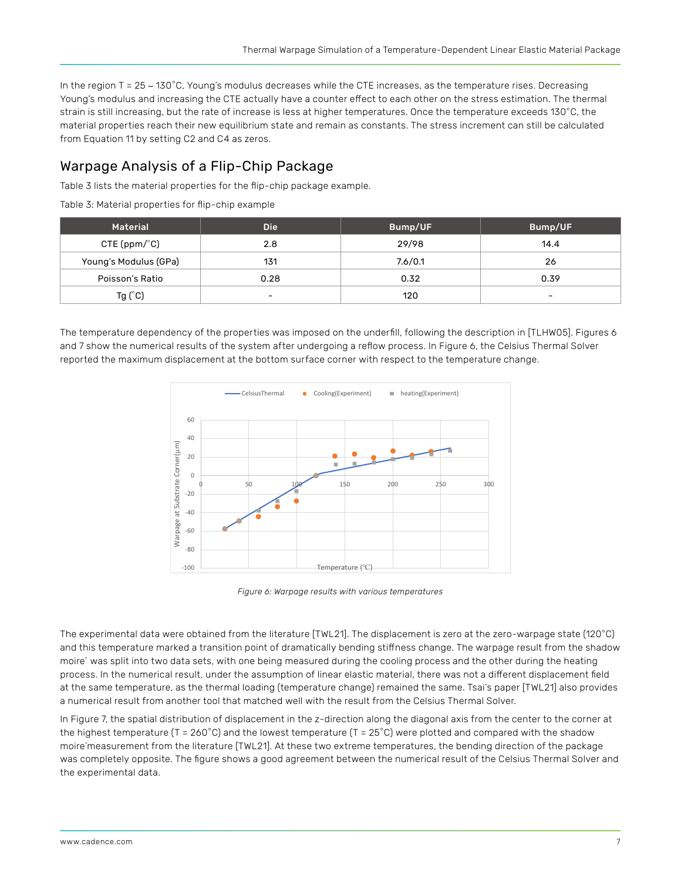In the region T = 25 ~ 130˚C, Young's modulus decreases while the CTE increases, as the temperature rises. Decreasing Young's modulus and increasing the CTE actually have a counter effect to each other on the stress estimation. The thermal strain is still increasing, but the rate of increase is less at higher temperatures. Once the temperature exceeds 130˚C, the material properties reach their new equilibrium state and remain as constants. The stress increment can still be calculated from Equation 11 by setting C2 and C4 as zeros.

## Warpage Analysis of a Flip-Chip Package

Table 3 lists the material properties for the flip-chip package example.

Table 3: Material properties for flip-chip example

| Material | Die | Bump/UF | Bump/UF |
|---|---|---|---|
| CTE (ppm/˚C) | 2.8 | 29/98 | 14.4 |
| Young's Modulus (GPa) | 131 | 7.6/0.1 | 26 |
| Poisson's Ratio | 0.28 | 0.32 | 0.39 |
| Tg (˚C) | - | 120 | - |

The temperature dependency of the properties was imposed on the underfill, following the description in [TLHW05]. Figures 6 and 7 show the numerical results of the system after undergoing a reflow process. In Figure 6, the Celsius Thermal Solver reported the maximum displacement at the bottom surface corner with respect to the temperature change.

*Figure 6: Warpage results with various temperatures*

The experimental data were obtained from the literature [TWL21]. The displacement is zero at the zero-warpage state (120˚C) and this temperature marked a transition point of dramatically bending stiffness change. The warpage result from the shadow moire´ was split into two data sets, with one being measured during the cooling process and the other during the heating process. In the numerical result, under the assumption of linear elastic material, there was not a different displacement field at the same temperature, as the thermal loading (temperature change) remained the same. Tsai's paper [TWL21] also provides a numerical result from another tool that matched well with the result from the Celsius Thermal Solver.

In Figure 7, the spatial distribution of displacement in the z-direction along the diagonal axis from the center to the corner at the highest temperature (T = 260˚C) and the lowest temperature (T = 25˚C) were plotted and compared with the shadow moire´measurement from the literature [TWL21]. At these two extreme temperatures, the bending direction of the package was completely opposite. The figure shows a good agreement between the numerical result of the Celsius Thermal Solver and the experimental data.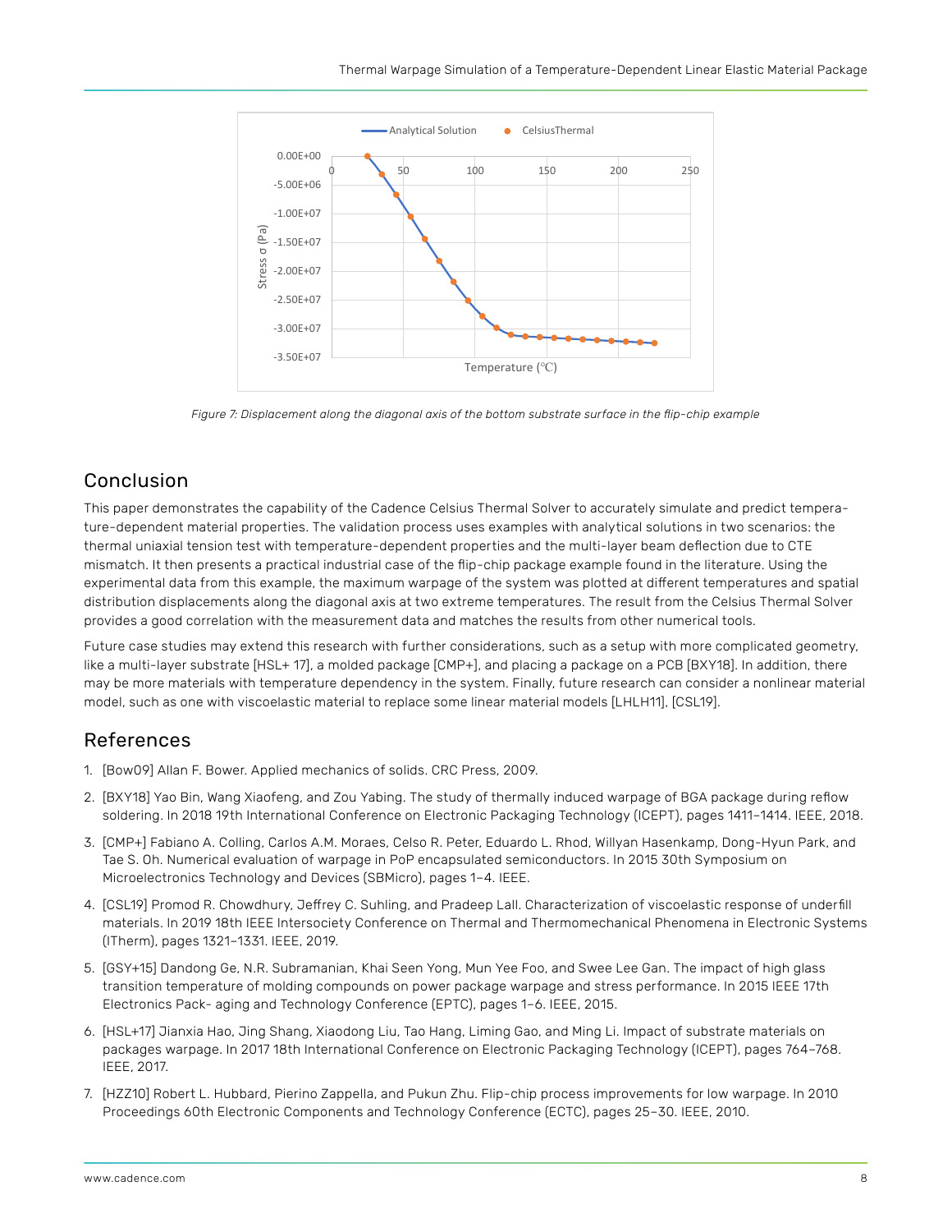Figure 7: Displacement along the diagonal axis of the bottom substrate surface in the flip-chip example

## Conclusion

This paper demonstrates the capability of the Cadence Celsius Thermal Solver to accurately simulate and predict temperature-dependent material properties. The validation process uses examples with analytical solutions in two scenarios: the thermal uniaxial tension test with temperature-dependent properties and the multi-layer beam deflection due to CTE mismatch. It then presents a practical industrial case of the flip-chip package example found in the literature. Using the experimental data from this example, the maximum warpage of the system was plotted at different temperatures and spatial distribution displacements along the diagonal axis at two extreme temperatures. The result from the Celsius Thermal Solver provides a good correlation with the measurement data and matches the results from other numerical tools.

Future case studies may extend this research with further considerations, such as a setup with more complicated geometry, like a multi-layer substrate [HSL+ 17], a molded package [CMP+], and placing a package on a PCB [BXY18]. In addition, there may be more materials with temperature dependency in the system. Finally, future research can consider a nonlinear material model, such as one with viscoelastic material to replace some linear material models [LHLH11], [CSL19].

## References

1. [Bow09] Allan F. Bower. Applied mechanics of solids. CRC Press, 2009.
2. [BXY18] Yao Bin, Wang Xiaofeng, and Zou Yabing. The study of thermally induced warpage of BGA package during reflow soldering. In 2018 19th International Conference on Electronic Packaging Technology (ICEPT), pages 1411–1414. IEEE, 2018.
3. [CMP+] Fabiano A. Colling, Carlos A.M. Moraes, Celso R. Peter, Eduardo L. Rhod, Willyan Hasenkamp, Dong-Hyun Park, and Tae S. Oh. Numerical evaluation of warpage in PoP encapsulated semiconductors. In 2015 30th Symposium on Microelectronics Technology and Devices (SBMicro), pages 1–4. IEEE.
4. [CSL19] Promod R. Chowdhury, Jeffrey C. Suhling, and Pradeep Lall. Characterization of viscoelastic response of underfill materials. In 2019 18th IEEE Intersociety Conference on Thermal and Thermomechanical Phenomena in Electronic Systems (ITherm), pages 1321–1331. IEEE, 2019.
5. [GSY+15] Dandong Ge, N.R. Subramanian, Khai Seen Yong, Mun Yee Foo, and Swee Lee Gan. The impact of high glass transition temperature of molding compounds on power package warpage and stress performance. In 2015 IEEE 17th Electronics Pack- aging and Technology Conference (EPTC), pages 1–6. IEEE, 2015.
6. [HSL+17] Jianxia Hao, Jing Shang, Xiaodong Liu, Tao Hang, Liming Gao, and Ming Li. Impact of substrate materials on packages warpage. In 2017 18th International Conference on Electronic Packaging Technology (ICEPT), pages 764–768. IEEE, 2017.
7. [HZZ10] Robert L. Hubbard, Pierino Zappella, and Pukun Zhu. Flip-chip process improvements for low warpage. In 2010 Proceedings 60th Electronic Components and Technology Conference (ECTC), pages 25–30. IEEE, 2010.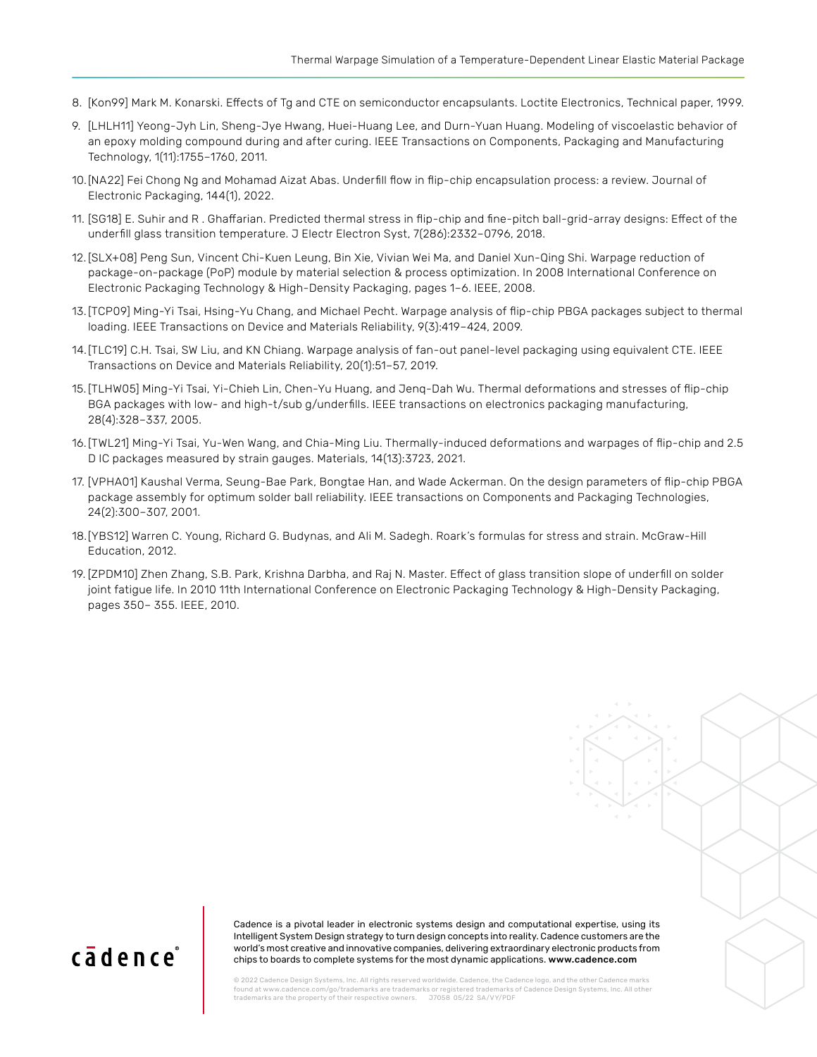8. [Kon99] Mark M. Konarski. Effects of Tg and CTE on semiconductor encapsulants. Loctite Electronics, Technical paper, 1999.
9. [LHLH11] Yeong-Jyh Lin, Sheng-Jye Hwang, Huei-Huang Lee, and Durn-Yuan Huang. Modeling of viscoelastic behavior of an epoxy molding compound during and after curing. IEEE Transactions on Components, Packaging and Manufacturing Technology, 1(11):1755–1760, 2011.
10. [NA22] Fei Chong Ng and Mohamad Aizat Abas. Underfill flow in flip-chip encapsulation process: a review. Journal of Electronic Packaging, 144(1), 2022.
11. [SG18] E. Suhir and R . Ghaffarian. Predicted thermal stress in flip-chip and fine-pitch ball-grid-array designs: Effect of the underfill glass transition temperature. J Electr Electron Syst, 7(286):2332–0796, 2018.
12. [SLX+08] Peng Sun, Vincent Chi-Kuen Leung, Bin Xie, Vivian Wei Ma, and Daniel Xun-Qing Shi. Warpage reduction of package-on-package (PoP) module by material selection & process optimization. In 2008 International Conference on Electronic Packaging Technology & High-Density Packaging, pages 1–6. IEEE, 2008.
13. [TCP09] Ming-Yi Tsai, Hsing-Yu Chang, and Michael Pecht. Warpage analysis of flip-chip PBGA packages subject to thermal loading. IEEE Transactions on Device and Materials Reliability, 9(3):419–424, 2009.
14. [TLC19] C.H. Tsai, SW Liu, and KN Chiang. Warpage analysis of fan-out panel-level packaging using equivalent CTE. IEEE Transactions on Device and Materials Reliability, 20(1):51–57, 2019.
15. [TLHW05] Ming-Yi Tsai, Yi-Chieh Lin, Chen-Yu Huang, and Jenq-Dah Wu. Thermal deformations and stresses of flip-chip BGA packages with low- and high-t/sub g/underfills. IEEE transactions on electronics packaging manufacturing, 28(4):328–337, 2005.
16. [TWL21] Ming-Yi Tsai, Yu-Wen Wang, and Chia-Ming Liu. Thermally-induced deformations and warpages of flip-chip and 2.5 D IC packages measured by strain gauges. Materials, 14(13):3723, 2021.
17. [VPHA01] Kaushal Verma, Seung-Bae Park, Bongtae Han, and Wade Ackerman. On the design parameters of flip-chip PBGA package assembly for optimum solder ball reliability. IEEE transactions on Components and Packaging Technologies, 24(2):300–307, 2001.
18. [YBS12] Warren C. Young, Richard G. Budynas, and Ali M. Sadegh. Roark's formulas for stress and strain. McGraw-Hill Education, 2012.
19. [ZPDM10] Zhen Zhang, S.B. Park, Krishna Darbha, and Raj N. Master. Effect of glass transition slope of underfill on solder joint fatigue life. In 2010 11th International Conference on Electronic Packaging Technology & High-Density Packaging, pages 350– 355. IEEE, 2010.

cādence®

Cadence is a pivotal leader in electronic systems design and computational expertise, using its Intelligent System Design strategy to turn design concepts into reality. Cadence customers are the world's most creative and innovative companies, delivering extraordinary electronic products from chips to boards to complete systems for the most dynamic applications. **www.cadence.com**

© 2022 Cadence Design Systems, Inc. All rights reserved worldwide. Cadence, the Cadence logo, and the other Cadence marks found at www.cadence.com/go/trademarks are trademarks or registered trademarks of Cadence Design Systems, Inc. All other trademarks are the property of their respective owners. J7058 05/22 SA/VY/PDF